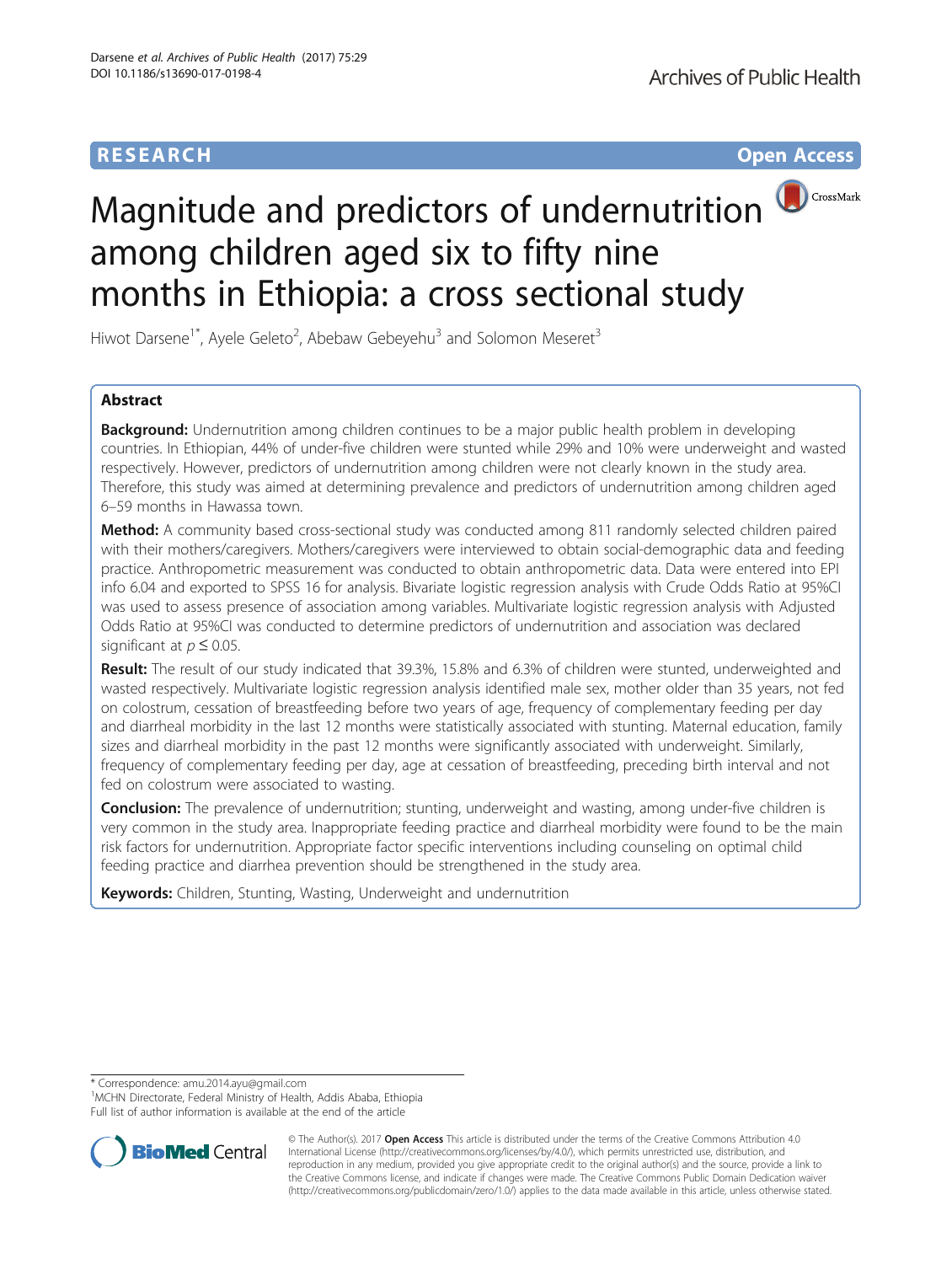RESEARCH

Open Access

# Magnitude and predictors of undernutrition among children aged six to fifty nine months in Ethiopia: a cross sectional study

Hiwot Darsene[1*], Ayele Geleto[2], Abebaw Gebeyehu[3] and Solomon Meseret[3]

## Abstract

**Background:** Undernutrition among children continues to be a major public health problem in developing countries. In Ethiopian, 44% of under-five children were stunted while 29% and 10% were underweight and wasted respectively. However, predictors of undernutrition among children were not clearly known in the study area. Therefore, this study was aimed at determining prevalence and predictors of undernutrition among children aged 6–59 months in Hawassa town.

**Method:** A community based cross-sectional study was conducted among 811 randomly selected children paired with their mothers/caregivers. Mothers/caregivers were interviewed to obtain social-demographic data and feeding practice. Anthropometric measurement was conducted to obtain anthropometric data. Data were entered into EPI info 6.04 and exported to SPSS 16 for analysis. Bivariate logistic regression analysis with Crude Odds Ratio at 95%CI was used to assess presence of association among variables. Multivariate logistic regression analysis with Adjusted Odds Ratio at 95%CI was conducted to determine predictors of undernutrition and association was declared significant at $p \leq 0.05$.

**Result:** The result of our study indicated that 39.3%, 15.8% and 6.3% of children were stunted, underweighted and wasted respectively. Multivariate logistic regression analysis identified male sex, mother older than 35 years, not fed on colostrum, cessation of breastfeeding before two years of age, frequency of complementary feeding per day and diarrheal morbidity in the last 12 months were statistically associated with stunting. Maternal education, family sizes and diarrheal morbidity in the past 12 months were significantly associated with underweight. Similarly, frequency of complementary feeding per day, age at cessation of breastfeeding, preceding birth interval and not fed on colostrum were associated to wasting.

**Conclusion:** The prevalence of undernutrition; stunting, underweight and wasting, among under-five children is very common in the study area. Inappropriate feeding practice and diarrheal morbidity were found to be the main risk factors for undernutrition. Appropriate factor specific interventions including counseling on optimal child feeding practice and diarrhea prevention should be strengthened in the study area.

**Keywords:** Children, Stunting, Wasting, Underweight and undernutrition

\* Correspondence: amu.2014.ayu@gmail.com

[1]MCHN Directorate, Federal Ministry of Health, Addis Ababa, Ethiopia

Full list of author information is available at the end of the article

© The Author(s). 2017 **Open Access** This article is distributed under the terms of the Creative Commons Attribution 4.0 International License (http://creativecommons.org/licenses/by/4.0/), which permits unrestricted use, distribution, and reproduction in any medium, provided you give appropriate credit to the original author(s) and the source, provide a link to the Creative Commons license, and indicate if changes were made. The Creative Commons Public Domain Dedication waiver (http://creativecommons.org/publicdomain/zero/1.0/) applies to the data made available in this article, unless otherwise stated.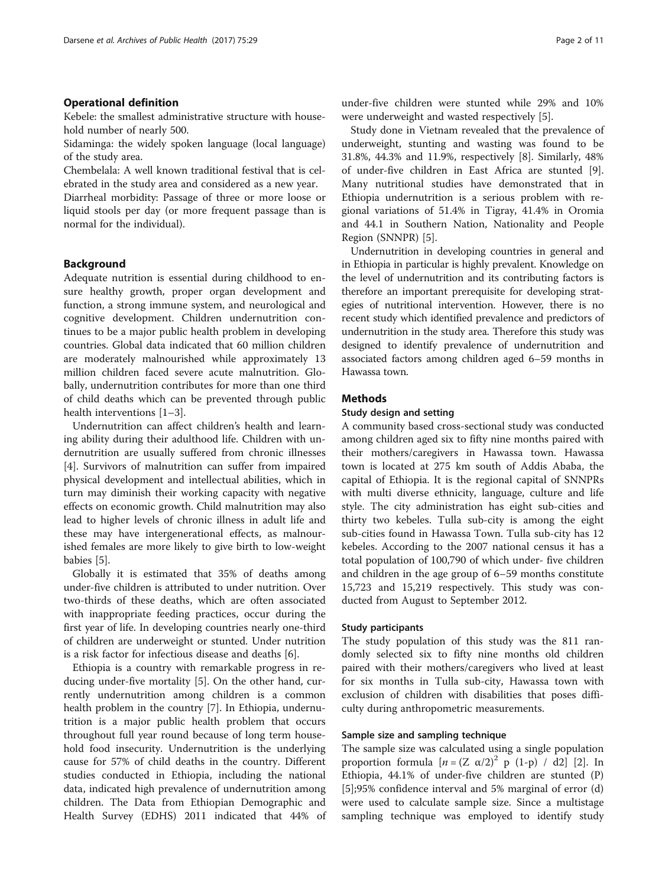## Operational definition

Kebele: the smallest administrative structure with household number of nearly 500.

Sidaminga: the widely spoken language (local language) of the study area.

Chembelala: A well known traditional festival that is celebrated in the study area and considered as a new year.

Diarrheal morbidity: Passage of three or more loose or liquid stools per day (or more frequent passage than is normal for the individual).

## Background

Adequate nutrition is essential during childhood to ensure healthy growth, proper organ development and function, a strong immune system, and neurological and cognitive development. Children undernutrition continues to be a major public health problem in developing countries. Global data indicated that 60 million children are moderately malnourished while approximately 13 million children faced severe acute malnutrition. Globally, undernutrition contributes for more than one third of child deaths which can be prevented through public health interventions [1–3].

Undernutrition can affect children's health and learning ability during their adulthood life. Children with undernutrition are usually suffered from chronic illnesses [4]. Survivors of malnutrition can suffer from impaired physical development and intellectual abilities, which in turn may diminish their working capacity with negative effects on economic growth. Child malnutrition may also lead to higher levels of chronic illness in adult life and these may have intergenerational effects, as malnourished females are more likely to give birth to low-weight babies [5].

Globally it is estimated that 35% of deaths among under-five children is attributed to under nutrition. Over two-thirds of these deaths, which are often associated with inappropriate feeding practices, occur during the first year of life. In developing countries nearly one-third of children are underweight or stunted. Under nutrition is a risk factor for infectious disease and deaths [6].

Ethiopia is a country with remarkable progress in reducing under-five mortality [5]. On the other hand, currently undernutrition among children is a common health problem in the country [7]. In Ethiopia, undernutrition is a major public health problem that occurs throughout full year round because of long term household food insecurity. Undernutrition is the underlying cause for 57% of child deaths in the country. Different studies conducted in Ethiopia, including the national data, indicated high prevalence of undernutrition among children. The Data from Ethiopian Demographic and Health Survey (EDHS) 2011 indicated that 44% of under-five children were stunted while 29% and 10% were underweight and wasted respectively [5].

Study done in Vietnam revealed that the prevalence of underweight, stunting and wasting was found to be 31.8%, 44.3% and 11.9%, respectively [8]. Similarly, 48% of under-five children in East Africa are stunted [9]. Many nutritional studies have demonstrated that in Ethiopia undernutrition is a serious problem with regional variations of 51.4% in Tigray, 41.4% in Oromia and 44.1 in Southern Nation, Nationality and People Region (SNNPR) [5].

Undernutrition in developing countries in general and in Ethiopia in particular is highly prevalent. Knowledge on the level of undernutrition and its contributing factors is therefore an important prerequisite for developing strategies of nutritional intervention. However, there is no recent study which identified prevalence and predictors of undernutrition in the study area. Therefore this study was designed to identify prevalence of undernutrition and associated factors among children aged 6–59 months in Hawassa town.

## Methods

### Study design and setting

A community based cross-sectional study was conducted among children aged six to fifty nine months paired with their mothers/caregivers in Hawassa town. Hawassa town is located at 275 km south of Addis Ababa, the capital of Ethiopia. It is the regional capital of SNNPRs with multi diverse ethnicity, language, culture and life style. The city administration has eight sub-cities and thirty two kebeles. Tulla sub-city is among the eight sub-cities found in Hawassa Town. Tulla sub-city has 12 kebeles. According to the 2007 national census it has a total population of 100,790 of which under- five children and children in the age group of 6–59 months constitute 15,723 and 15,219 respectively. This study was conducted from August to September 2012.

### Study participants

The study population of this study was the 811 randomly selected six to fifty nine months old children paired with their mothers/caregivers who lived at least for six months in Tulla sub-city, Hawassa town with exclusion of children with disabilities that poses difficulty during anthropometric measurements.

### Sample size and sampling technique

The sample size was calculated using a single population proportion formula [$n = (Z\ \alpha/2)^2\ p\ (1\text{-}p)\ /\ d2$] [2]. In Ethiopia, 44.1% of under-five children are stunted (P) [5];95% confidence interval and 5% marginal of error (d) were used to calculate sample size. Since a multistage sampling technique was employed to identify study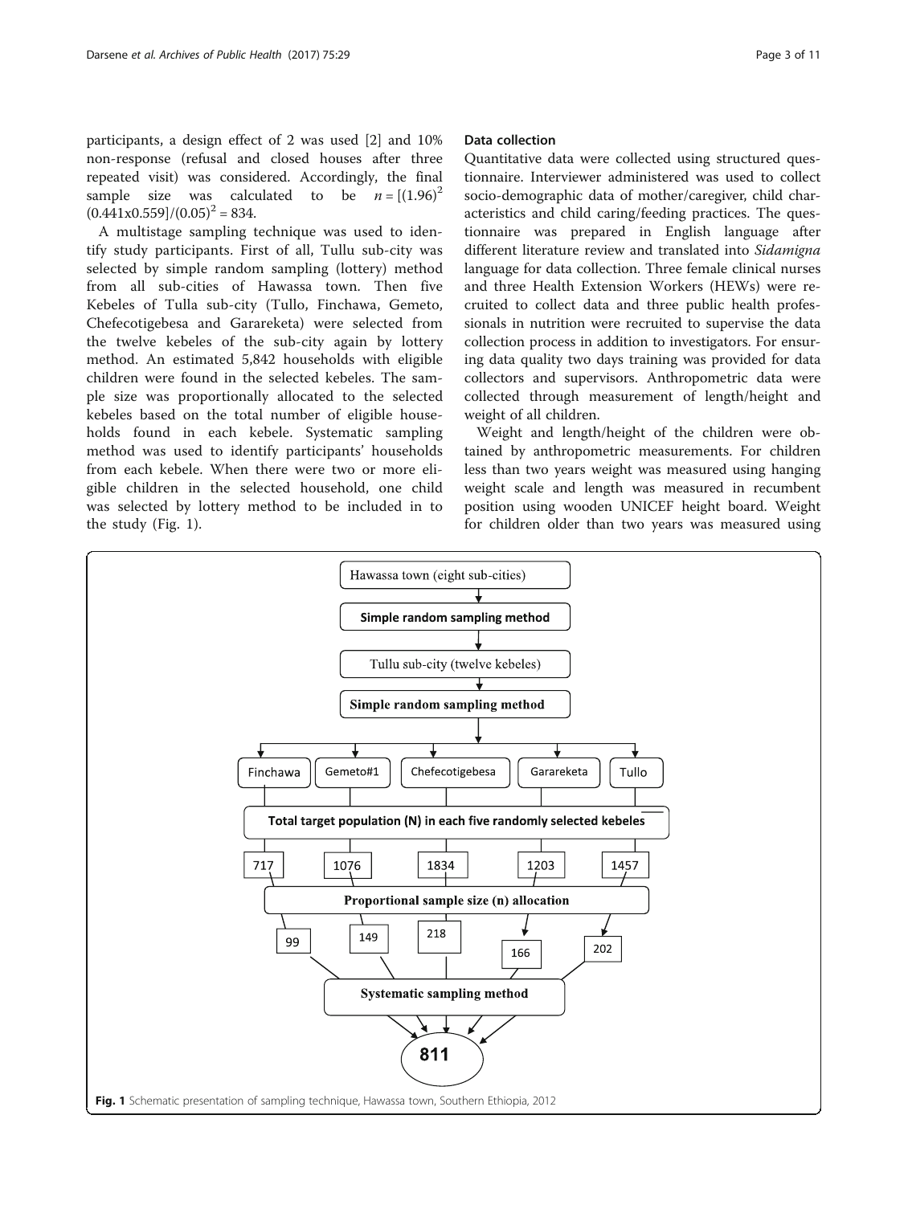participants, a design effect of 2 was used [2] and 10% non-response (refusal and closed houses after three repeated visit) was considered. Accordingly, the final sample size was calculated to be $n = [(1.96)^2 (0.441x0.559]/(0.05)^2 = 834$.

A multistage sampling technique was used to identify study participants. First of all, Tullu sub-city was selected by simple random sampling (lottery) method from all sub-cities of Hawassa town. Then five Kebeles of Tulla sub-city (Tullo, Finchawa, Gemeto, Chefecotigebesa and Garareketa) were selected from the twelve kebeles of the sub-city again by lottery method. An estimated 5,842 households with eligible children were found in the selected kebeles. The sample size was proportionally allocated to the selected kebeles based on the total number of eligible households found in each kebele. Systematic sampling method was used to identify participants' households from each kebele. When there were two or more eligible children in the selected household, one child was selected by lottery method to be included in to the study (Fig. 1).

## Data collection

Quantitative data were collected using structured questionnaire. Interviewer administered was used to collect socio-demographic data of mother/caregiver, child characteristics and child caring/feeding practices. The questionnaire was prepared in English language after different literature review and translated into *Sidamigna* language for data collection. Three female clinical nurses and three Health Extension Workers (HEWs) were recruited to collect data and three public health professionals in nutrition were recruited to supervise the data collection process in addition to investigators. For ensuring data quality two days training was provided for data collectors and supervisors. Anthropometric data were collected through measurement of length/height and weight of all children.

Weight and length/height of the children were obtained by anthropometric measurements. For children less than two years weight was measured using hanging weight scale and length was measured in recumbent position using wooden UNICEF height board. Weight for children older than two years was measured using

Hawassa town (eight sub-cities)
→ **Simple random sampling method**
→ Tullu sub-city (twelve kebeles)
→ **Simple random sampling method**

| | Finchawa | Gemeto#1 | Chefecotigebesa | Garareketa | Tullo |
|---|---|---|---|---|---|
| Total target population (N) in each five randomly selected kebeles | 717 | 1076 | 1834 | 1203 | 1457 |
| Proportional sample size (n) allocation | 99 | 149 | 218 | 166 | 202 |

→ **Systematic sampling method**
→ **811**

**Fig. 1** Schematic presentation of sampling technique, Hawassa town, Southern Ethiopia, 2012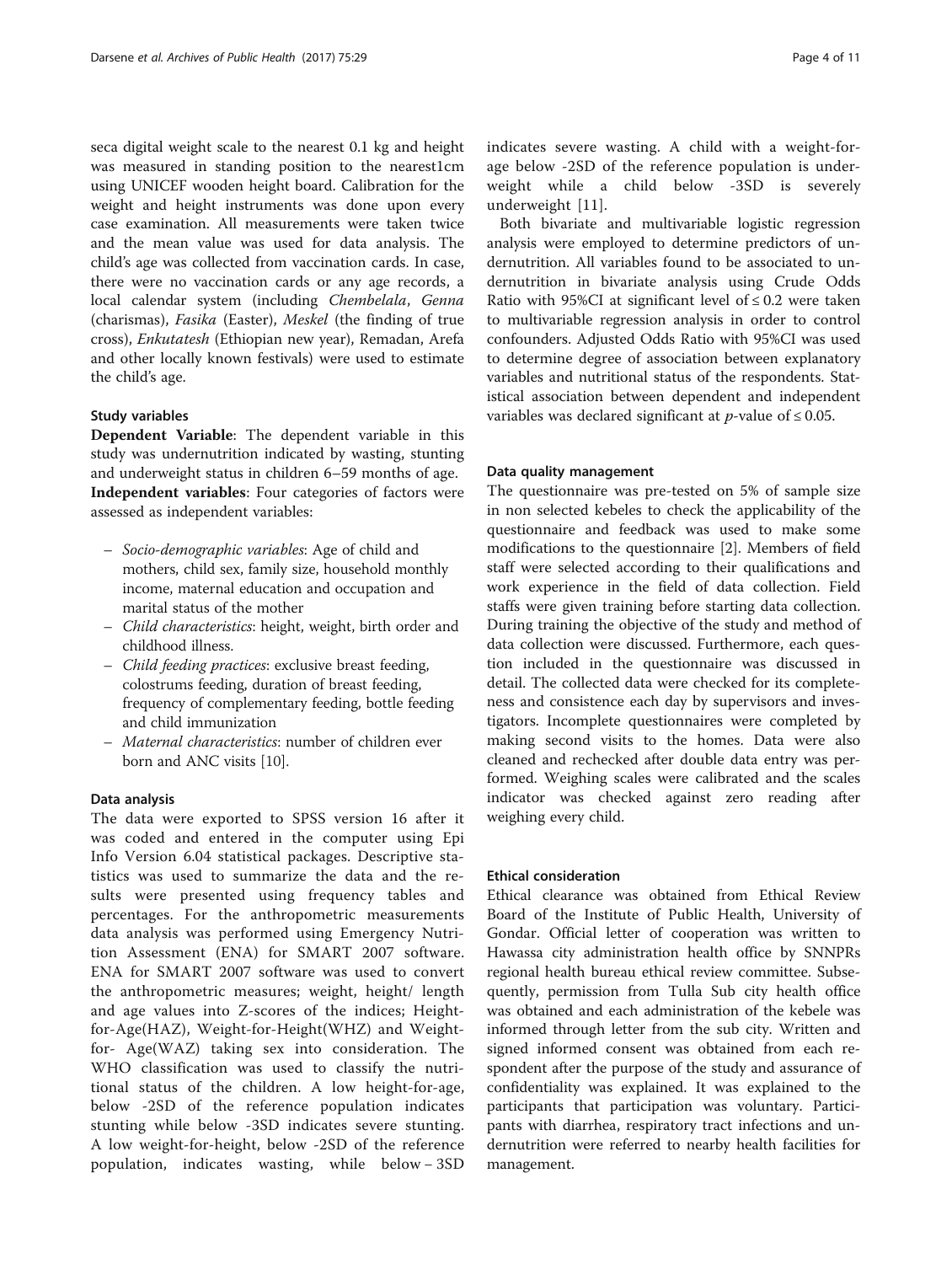seca digital weight scale to the nearest 0.1 kg and height was measured in standing position to the nearest1cm using UNICEF wooden height board. Calibration for the weight and height instruments was done upon every case examination. All measurements were taken twice and the mean value was used for data analysis. The child's age was collected from vaccination cards. In case, there were no vaccination cards or any age records, a local calendar system (including *Chembelala*, *Genna* (charismas), *Fasika* (Easter), *Meskel* (the finding of true cross), *Enkutatesh* (Ethiopian new year), Remadan, Arefa and other locally known festivals) were used to estimate the child's age.

### Study variables

**Dependent Variable**: The dependent variable in this study was undernutrition indicated by wasting, stunting and underweight status in children 6–59 months of age.

**Independent variables**: Four categories of factors were assessed as independent variables:

- *Socio-demographic variables*: Age of child and mothers, child sex, family size, household monthly income, maternal education and occupation and marital status of the mother
- *Child characteristics*: height, weight, birth order and childhood illness.
- *Child feeding practices*: exclusive breast feeding, colostrums feeding, duration of breast feeding, frequency of complementary feeding, bottle feeding and child immunization
- *Maternal characteristics*: number of children ever born and ANC visits [10].

### Data analysis

The data were exported to SPSS version 16 after it was coded and entered in the computer using Epi Info Version 6.04 statistical packages. Descriptive statistics was used to summarize the data and the results were presented using frequency tables and percentages. For the anthropometric measurements data analysis was performed using Emergency Nutrition Assessment (ENA) for SMART 2007 software. ENA for SMART 2007 software was used to convert the anthropometric measures; weight, height/ length and age values into Z-scores of the indices; Height-for-Age(HAZ), Weight-for-Height(WHZ) and Weight-for- Age(WAZ) taking sex into consideration. The WHO classification was used to classify the nutritional status of the children. A low height-for-age, below -2SD of the reference population indicates stunting while below -3SD indicates severe stunting. A low weight-for-height, below -2SD of the reference population, indicates wasting, while below – 3SD indicates severe wasting. A child with a weight-for-age below -2SD of the reference population is underweight while a child below -3SD is severely underweight [11].

Both bivariate and multivariable logistic regression analysis were employed to determine predictors of undernutrition. All variables found to be associated to undernutrition in bivariate analysis using Crude Odds Ratio with 95%CI at significant level of ≤ 0.2 were taken to multivariable regression analysis in order to control confounders. Adjusted Odds Ratio with 95%CI was used to determine degree of association between explanatory variables and nutritional status of the respondents. Statistical association between dependent and independent variables was declared significant at $p$-value of ≤ 0.05.

### Data quality management

The questionnaire was pre-tested on 5% of sample size in non selected kebeles to check the applicability of the questionnaire and feedback was used to make some modifications to the questionnaire [2]. Members of field staff were selected according to their qualifications and work experience in the field of data collection. Field staffs were given training before starting data collection. During training the objective of the study and method of data collection were discussed. Furthermore, each question included in the questionnaire was discussed in detail. The collected data were checked for its completeness and consistence each day by supervisors and investigators. Incomplete questionnaires were completed by making second visits to the homes. Data were also cleaned and rechecked after double data entry was performed. Weighing scales were calibrated and the scales indicator was checked against zero reading after weighing every child.

### Ethical consideration

Ethical clearance was obtained from Ethical Review Board of the Institute of Public Health, University of Gondar. Official letter of cooperation was written to Hawassa city administration health office by SNNPRs regional health bureau ethical review committee. Subsequently, permission from Tulla Sub city health office was obtained and each administration of the kebele was informed through letter from the sub city. Written and signed informed consent was obtained from each respondent after the purpose of the study and assurance of confidentiality was explained. It was explained to the participants that participation was voluntary. Participants with diarrhea, respiratory tract infections and undernutrition were referred to nearby health facilities for management.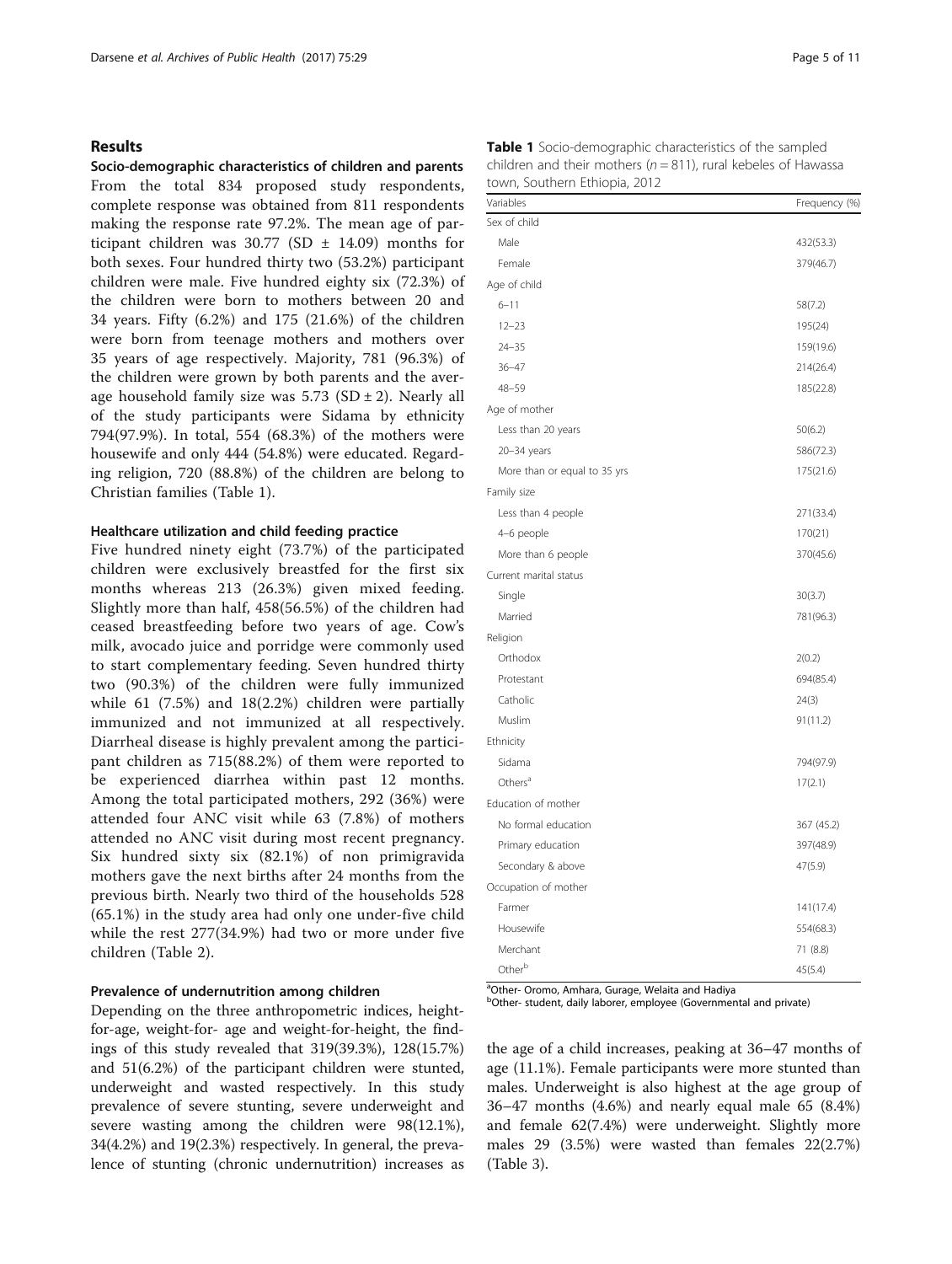## Results

### Socio-demographic characteristics of children and parents

From the total 834 proposed study respondents, complete response was obtained from 811 respondents making the response rate 97.2%. The mean age of participant children was 30.77 (SD ± 14.09) months for both sexes. Four hundred thirty two (53.2%) participant children were male. Five hundred eighty six (72.3%) of the children were born to mothers between 20 and 34 years. Fifty (6.2%) and 175 (21.6%) of the children were born from teenage mothers and mothers over 35 years of age respectively. Majority, 781 (96.3%) of the children were grown by both parents and the average household family size was 5.73 (SD ± 2). Nearly all of the study participants were Sidama by ethnicity 794(97.9%). In total, 554 (68.3%) of the mothers were housewife and only 444 (54.8%) were educated. Regarding religion, 720 (88.8%) of the children are belong to Christian families (Table 1).

#### Healthcare utilization and child feeding practice

Five hundred ninety eight (73.7%) of the participated children were exclusively breastfed for the first six months whereas 213 (26.3%) given mixed feeding. Slightly more than half, 458(56.5%) of the children had ceased breastfeeding before two years of age. Cow's milk, avocado juice and porridge were commonly used to start complementary feeding. Seven hundred thirty two (90.3%) of the children were fully immunized while 61 (7.5%) and 18(2.2%) children were partially immunized and not immunized at all respectively. Diarrheal disease is highly prevalent among the participant children as 715(88.2%) of them were reported to be experienced diarrhea within past 12 months. Among the total participated mothers, 292 (36%) were attended four ANC visit while 63 (7.8%) of mothers attended no ANC visit during most recent pregnancy. Six hundred sixty six (82.1%) of non primigravida mothers gave the next births after 24 months from the previous birth. Nearly two third of the households 528 (65.1%) in the study area had only one under-five child while the rest 277(34.9%) had two or more under five children (Table 2).

#### Prevalence of undernutrition among children

Depending on the three anthropometric indices, height-for-age, weight-for- age and weight-for-height, the findings of this study revealed that 319(39.3%), 128(15.7%) and 51(6.2%) of the participant children were stunted, underweight and wasted respectively. In this study prevalence of severe stunting, severe underweight and severe wasting among the children were 98(12.1%), 34(4.2%) and 19(2.3%) respectively. In general, the prevalence of stunting (chronic undernutrition) increases as the age of a child increases, peaking at 36–47 months of age (11.1%). Female participants were more stunted than males. Underweight is also highest at the age group of 36–47 months (4.6%) and nearly equal male 65 (8.4%) and female 62(7.4%) were underweight. Slightly more males 29 (3.5%) were wasted than females 22(2.7%) (Table 3).

**Table 1** Socio-demographic characteristics of the sampled children and their mothers (*n* = 811), rural kebeles of Hawassa town, Southern Ethiopia, 2012

| Variables | Frequency (%) |
|---|---|
| Sex of child | |
| Male | 432(53.3) |
| Female | 379(46.7) |
| Age of child | |
| 6–11 | 58(7.2) |
| 12–23 | 195(24) |
| 24–35 | 159(19.6) |
| 36–47 | 214(26.4) |
| 48–59 | 185(22.8) |
| Age of mother | |
| Less than 20 years | 50(6.2) |
| 20–34 years | 586(72.3) |
| More than or equal to 35 yrs | 175(21.6) |
| Family size | |
| Less than 4 people | 271(33.4) |
| 4–6 people | 170(21) |
| More than 6 people | 370(45.6) |
| Current marital status | |
| Single | 30(3.7) |
| Married | 781(96.3) |
| Religion | |
| Orthodox | 2(0.2) |
| Protestant | 694(85.4) |
| Catholic | 24(3) |
| Muslim | 91(11.2) |
| Ethnicity | |
| Sidama | 794(97.9) |
| Others[a] | 17(2.1) |
| Education of mother | |
| No formal education | 367 (45.2) |
| Primary education | 397(48.9) |
| Secondary & above | 47(5.9) |
| Occupation of mother | |
| Farmer | 141(17.4) |
| Housewife | 554(68.3) |
| Merchant | 71 (8.8) |
| Other[b] | 45(5.4) |

[a]Other- Oromo, Amhara, Gurage, Welaita and Hadiya
[b]Other- student, daily laborer, employee (Governmental and private)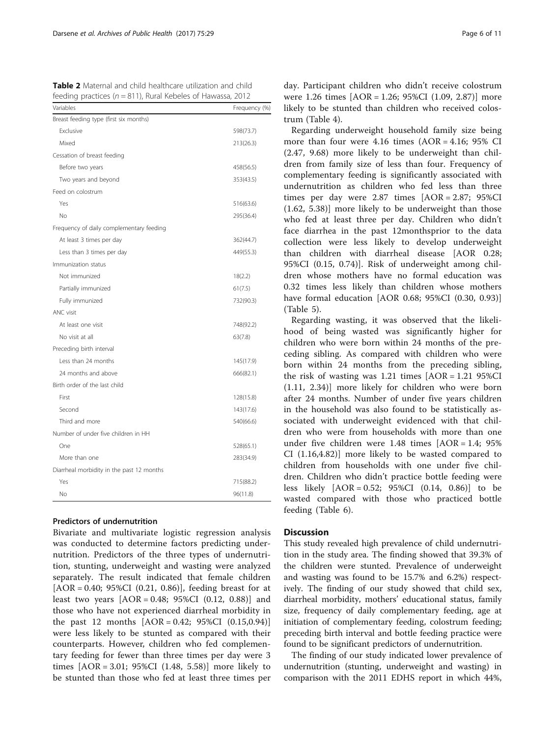**Table 2** Maternal and child healthcare utilization and child feeding practices (*n* = 811), Rural Kebeles of Hawassa, 2012

| Variables | Frequency (%) |
|---|---|
| Breast feeding type (first six months) | |
| Exclusive | 598(73.7) |
| Mixed | 213(26.3) |
| Cessation of breast feeding | |
| Before two years | 458(56.5) |
| Two years and beyond | 353(43.5) |
| Feed on colostrum | |
| Yes | 516(63.6) |
| No | 295(36.4) |
| Frequency of daily complementary feeding | |
| At least 3 times per day | 362(44.7) |
| Less than 3 times per day | 449(55.3) |
| Immunization status | |
| Not immunized | 18(2.2) |
| Partially immunized | 61(7.5) |
| Fully immunized | 732(90.3) |
| ANC visit | |
| At least one visit | 748(92.2) |
| No visit at all | 63(7.8) |
| Preceding birth interval | |
| Less than 24 months | 145(17.9) |
| 24 months and above | 666(82.1) |
| Birth order of the last child | |
| First | 128(15.8) |
| Second | 143(17.6) |
| Third and more | 540(66.6) |
| Number of under five children in HH | |
| One | 528(65.1) |
| More than one | 283(34.9) |
| Diarrheal morbidity in the past 12 months | |
| Yes | 715(88.2) |
| No | 96(11.8) |

### Predictors of undernutrition

Bivariate and multivariate logistic regression analysis was conducted to determine factors predicting undernutrition. Predictors of the three types of undernutrition, stunting, underweight and wasting were analyzed separately. The result indicated that female children [AOR = 0.40; 95%CI (0.21, 0.86)], feeding breast for at least two years [AOR = 0.48; 95%CI (0.12, 0.88)] and those who have not experienced diarrheal morbidity in the past 12 months [AOR = 0.42; 95%CI (0.15,0.94)] were less likely to be stunted as compared with their counterparts. However, children who fed complementary feeding for fewer than three times per day were 3 times [AOR = 3.01; 95%CI (1.48, 5.58)] more likely to be stunted than those who fed at least three times per day. Participant children who didn't receive colostrum were 1.26 times [AOR = 1.26; 95%CI (1.09, 2.87)] more likely to be stunted than children who received colostrum (Table 4).

Regarding underweight household family size being more than four were 4.16 times (AOR = 4.16; 95% CI (2.47, 9.68) more likely to be underweight than children from family size of less than four. Frequency of complementary feeding is significantly associated with undernutrition as children who fed less than three times per day were 2.87 times [AOR = 2.87; 95%CI (1.62, 5.38)] more likely to be underweight than those who fed at least three per day. Children who didn't face diarrhea in the past 12monthsprior to the data collection were less likely to develop underweight than children with diarrheal disease [AOR 0.28; 95%CI (0.15, 0.74)]. Risk of underweight among children whose mothers have no formal education was 0.32 times less likely than children whose mothers have formal education [AOR 0.68; 95%CI (0.30, 0.93)] (Table 5).

Regarding wasting, it was observed that the likelihood of being wasted was significantly higher for children who were born within 24 months of the preceding sibling. As compared with children who were born within 24 months from the preceding sibling, the risk of wasting was 1.21 times [AOR = 1.21 95%CI (1.11, 2.34)] more likely for children who were born after 24 months. Number of under five years children in the household was also found to be statistically associated with underweight evidenced with that children who were from households with more than one under five children were 1.48 times [AOR = 1.4; 95% CI (1.16,4.82)] more likely to be wasted compared to children from households with one under five children. Children who didn't practice bottle feeding were less likely [AOR = 0.52; 95%CI (0.14, 0.86)] to be wasted compared with those who practiced bottle feeding (Table 6).

## Discussion

This study revealed high prevalence of child undernutrition in the study area. The finding showed that 39.3% of the children were stunted. Prevalence of underweight and wasting was found to be 15.7% and 6.2%) respectively. The finding of our study showed that child sex, diarrheal morbidity, mothers' educational status, family size, frequency of daily complementary feeding, age at initiation of complementary feeding, colostrum feeding; preceding birth interval and bottle feeding practice were found to be significant predictors of undernutrition.

The finding of our study indicated lower prevalence of undernutrition (stunting, underweight and wasting) in comparison with the 2011 EDHS report in which 44%,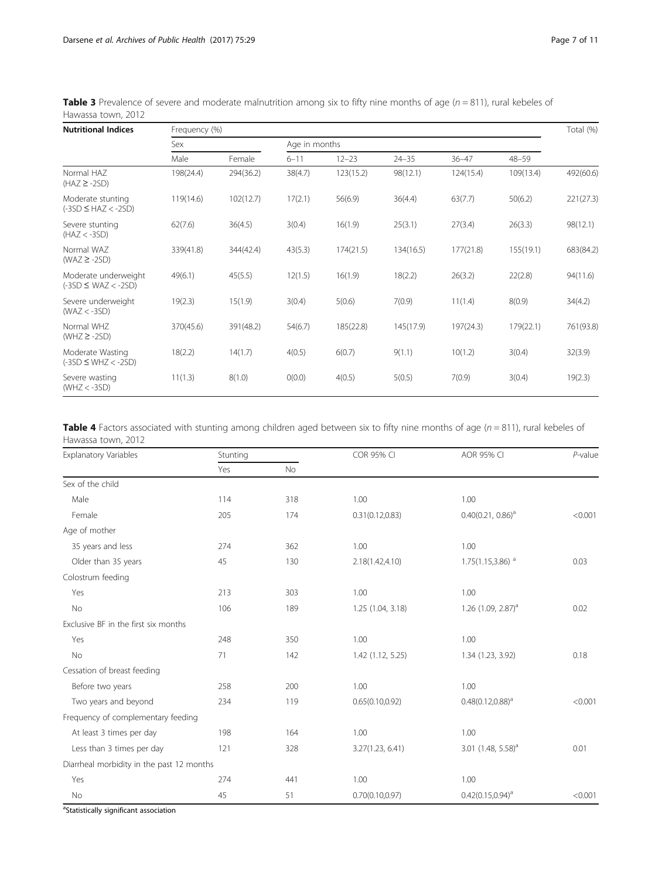**Table 3** Prevalence of severe and moderate malnutrition among six to fifty nine months of age ($n = 811$), rural kebeles of Hawassa town, 2012

| Nutritional Indices | Frequency (%) | | | | | | | Total (%) |
|---|---|---|---|---|---|---|---|---|
| | Sex | | Age in months | | | | | |
| | Male | Female | 6–11 | 12–23 | 24–35 | 36–47 | 48–59 | |
| Normal HAZ (HAZ ≥ -2SD) | 198(24.4) | 294(36.2) | 38(4.7) | 123(15.2) | 98(12.1) | 124(15.4) | 109(13.4) | 492(60.6) |
| Moderate stunting (-3SD ≤ HAZ < -2SD) | 119(14.6) | 102(12.7) | 17(2.1) | 56(6.9) | 36(4.4) | 63(7.7) | 50(6.2) | 221(27.3) |
| Severe stunting (HAZ < -3SD) | 62(7.6) | 36(4.5) | 3(0.4) | 16(1.9) | 25(3.1) | 27(3.4) | 26(3.3) | 98(12.1) |
| Normal WAZ (WAZ ≥ -2SD) | 339(41.8) | 344(42.4) | 43(5.3) | 174(21.5) | 134(16.5) | 177(21.8) | 155(19.1) | 683(84.2) |
| Moderate underweight (-3SD ≤ WAZ < -2SD) | 49(6.1) | 45(5.5) | 12(1.5) | 16(1.9) | 18(2.2) | 26(3.2) | 22(2.8) | 94(11.6) |
| Severe underweight (WAZ < -3SD) | 19(2.3) | 15(1.9) | 3(0.4) | 5(0.6) | 7(0.9) | 11(1.4) | 8(0.9) | 34(4.2) |
| Normal WHZ (WHZ ≥ -2SD) | 370(45.6) | 391(48.2) | 54(6.7) | 185(22.8) | 145(17.9) | 197(24.3) | 179(22.1) | 761(93.8) |
| Moderate Wasting (-3SD ≤ WHZ < -2SD) | 18(2.2) | 14(1.7) | 4(0.5) | 6(0.7) | 9(1.1) | 10(1.2) | 3(0.4) | 32(3.9) |
| Severe wasting (WHZ < -3SD) | 11(1.3) | 8(1.0) | 0(0.0) | 4(0.5) | 5(0.5) | 7(0.9) | 3(0.4) | 19(2.3) |

**Table 4** Factors associated with stunting among children aged between six to fifty nine months of age ($n = 811$), rural kebeles of Hawassa town, 2012

| Explanatory Variables | Stunting | | COR 95% CI | AOR 95% CI | *P*-value |
|---|---|---|---|---|---|
| | Yes | No | | | |
| Sex of the child | | | | | |
| Male | 114 | 318 | 1.00 | 1.00 | |
| Female | 205 | 174 | 0.31(0.12,0.83) | 0.40(0.21, 0.86)[a] | <0.001 |
| Age of mother | | | | | |
| 35 years and less | 274 | 362 | 1.00 | 1.00 | |
| Older than 35 years | 45 | 130 | 2.18(1.42,4.10) | 1.75(1.15,3.86) [a] | 0.03 |
| Colostrum feeding | | | | | |
| Yes | 213 | 303 | 1.00 | 1.00 | |
| No | 106 | 189 | 1.25 (1.04, 3.18) | 1.26 (1.09, 2.87)[a] | 0.02 |
| Exclusive BF in the first six months | | | | | |
| Yes | 248 | 350 | 1.00 | 1.00 | |
| No | 71 | 142 | 1.42 (1.12, 5.25) | 1.34 (1.23, 3.92) | 0.18 |
| Cessation of breast feeding | | | | | |
| Before two years | 258 | 200 | 1.00 | 1.00 | |
| Two years and beyond | 234 | 119 | 0.65(0.10,0.92) | 0.48(0.12,0.88)[a] | <0.001 |
| Frequency of complementary feeding | | | | | |
| At least 3 times per day | 198 | 164 | 1.00 | 1.00 | |
| Less than 3 times per day | 121 | 328 | 3.27(1.23, 6.41) | 3.01 (1.48, 5.58)[a] | 0.01 |
| Diarrheal morbidity in the past 12 months | | | | | |
| Yes | 274 | 441 | 1.00 | 1.00 | |
| No | 45 | 51 | 0.70(0.10,0.97) | 0.42(0.15,0.94)[a] | <0.001 |

[a]Statistically significant association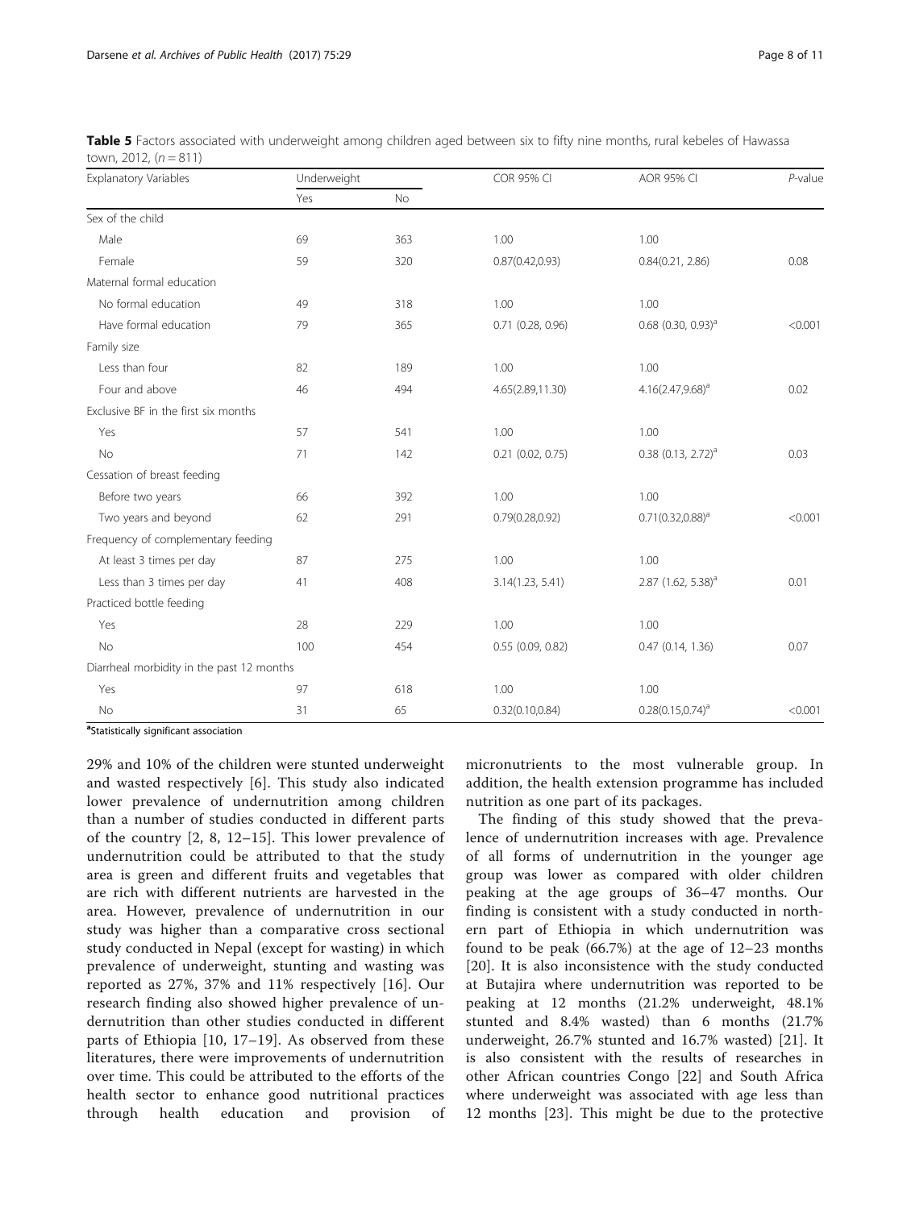**Table 5** Factors associated with underweight among children aged between six to fifty nine months, rural kebeles of Hawassa town, 2012, ($n = 811$)

| Explanatory Variables | Underweight | | COR 95% CI | AOR 95% CI | P-value |
|---|---|---|---|---|---|
| | Yes | No | | | |
| Sex of the child | | | | | |
| Male | 69 | 363 | 1.00 | 1.00 | |
| Female | 59 | 320 | 0.87(0.42,0.93) | 0.84(0.21, 2.86) | 0.08 |
| Maternal formal education | | | | | |
| No formal education | 49 | 318 | 1.00 | 1.00 | |
| Have formal education | 79 | 365 | 0.71 (0.28, 0.96) | 0.68 (0.30, 0.93)[a] | <0.001 |
| Family size | | | | | |
| Less than four | 82 | 189 | 1.00 | 1.00 | |
| Four and above | 46 | 494 | 4.65(2.89,11.30) | 4.16(2.47,9.68)[a] | 0.02 |
| Exclusive BF in the first six months | | | | | |
| Yes | 57 | 541 | 1.00 | 1.00 | |
| No | 71 | 142 | 0.21 (0.02, 0.75) | 0.38 (0.13, 2.72)[a] | 0.03 |
| Cessation of breast feeding | | | | | |
| Before two years | 66 | 392 | 1.00 | 1.00 | |
| Two years and beyond | 62 | 291 | 0.79(0.28,0.92) | 0.71(0.32,0.88)[a] | <0.001 |
| Frequency of complementary feeding | | | | | |
| At least 3 times per day | 87 | 275 | 1.00 | 1.00 | |
| Less than 3 times per day | 41 | 408 | 3.14(1.23, 5.41) | 2.87 (1.62, 5.38)[a] | 0.01 |
| Practiced bottle feeding | | | | | |
| Yes | 28 | 229 | 1.00 | 1.00 | |
| No | 100 | 454 | 0.55 (0.09, 0.82) | 0.47 (0.14, 1.36) | 0.07 |
| Diarrheal morbidity in the past 12 months | | | | | |
| Yes | 97 | 618 | 1.00 | 1.00 | |
| No | 31 | 65 | 0.32(0.10,0.84) | 0.28(0.15,0.74)[a] | <0.001 |

[a]Statistically significant association

29% and 10% of the children were stunted underweight and wasted respectively [6]. This study also indicated lower prevalence of undernutrition among children than a number of studies conducted in different parts of the country [2, 8, 12–15]. This lower prevalence of undernutrition could be attributed to that the study area is green and different fruits and vegetables that are rich with different nutrients are harvested in the area. However, prevalence of undernutrition in our study was higher than a comparative cross sectional study conducted in Nepal (except for wasting) in which prevalence of underweight, stunting and wasting was reported as 27%, 37% and 11% respectively [16]. Our research finding also showed higher prevalence of undernutrition than other studies conducted in different parts of Ethiopia [10, 17–19]. As observed from these literatures, there were improvements of undernutrition over time. This could be attributed to the efforts of the health sector to enhance good nutritional practices through health education and provision of micronutrients to the most vulnerable group. In addition, the health extension programme has included nutrition as one part of its packages.

The finding of this study showed that the prevalence of undernutrition increases with age. Prevalence of all forms of undernutrition in the younger age group was lower as compared with older children peaking at the age groups of 36–47 months. Our finding is consistent with a study conducted in northern part of Ethiopia in which undernutrition was found to be peak (66.7%) at the age of 12–23 months [20]. It is also inconsistence with the study conducted at Butajira where undernutrition was reported to be peaking at 12 months (21.2% underweight, 48.1% stunted and 8.4% wasted) than 6 months (21.7% underweight, 26.7% stunted and 16.7% wasted) [21]. It is also consistent with the results of researches in other African countries Congo [22] and South Africa where underweight was associated with age less than 12 months [23]. This might be due to the protective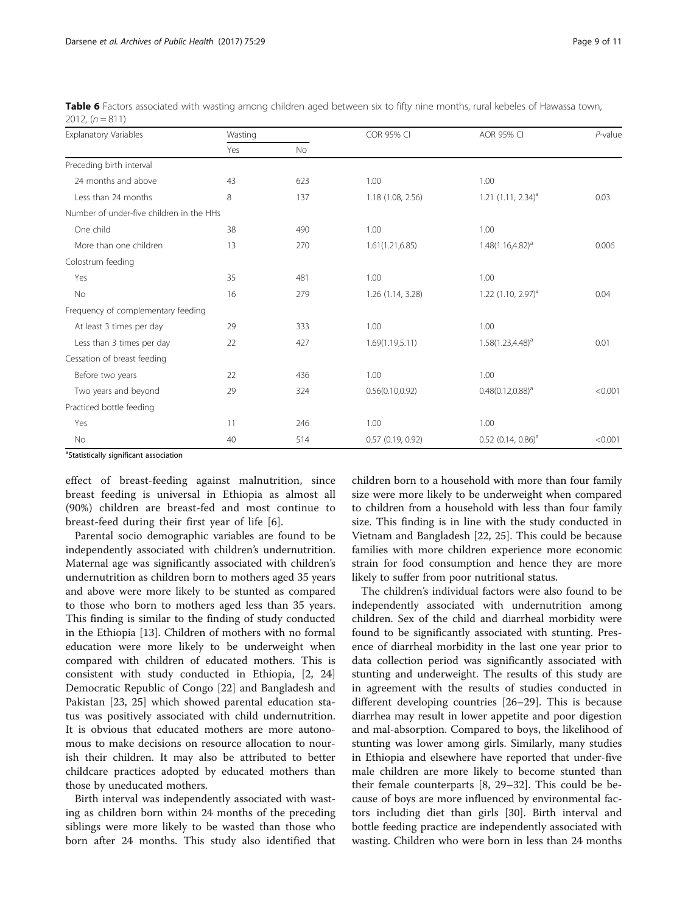**Table 6** Factors associated with wasting among children aged between six to fifty nine months, rural kebeles of Hawassa town, 2012, (n = 811)

| Explanatory Variables | Wasting | | COR 95% CI | AOR 95% CI | P-value |
|---|---|---|---|---|---|
| | Yes | No | | | |
| Preceding birth interval | | | | | |
| 24 months and above | 43 | 623 | 1.00 | 1.00 | |
| Less than 24 months | 8 | 137 | 1.18 (1.08, 2.56) | 1.21 (1.11, 2.34)[a] | 0.03 |
| Number of under-five children in the HHs | | | | | |
| One child | 38 | 490 | 1.00 | 1.00 | |
| More than one children | 13 | 270 | 1.61(1.21,6.85) | 1.48(1.16,4.82)[a] | 0.006 |
| Colostrum feeding | | | | | |
| Yes | 35 | 481 | 1.00 | 1.00 | |
| No | 16 | 279 | 1.26 (1.14, 3.28) | 1.22 (1.10, 2.97)[a] | 0.04 |
| Frequency of complementary feeding | | | | | |
| At least 3 times per day | 29 | 333 | 1.00 | 1.00 | |
| Less than 3 times per day | 22 | 427 | 1.69(1.19,5.11) | 1.58(1.23,4.48)[a] | 0.01 |
| Cessation of breast feeding | | | | | |
| Before two years | 22 | 436 | 1.00 | 1.00 | |
| Two years and beyond | 29 | 324 | 0.56(0.10,0.92) | 0.48(0.12,0.88)[a] | <0.001 |
| Practiced bottle feeding | | | | | |
| Yes | 11 | 246 | 1.00 | 1.00 | |
| No | 40 | 514 | 0.57 (0.19, 0.92) | 0.52 (0.14, 0.86)[a] | <0.001 |

[a]Statistically significant association

effect of breast-feeding against malnutrition, since breast feeding is universal in Ethiopia as almost all (90%) children are breast-fed and most continue to breast-feed during their first year of life [6].

Parental socio demographic variables are found to be independently associated with children's undernutrition. Maternal age was significantly associated with children's undernutrition as children born to mothers aged 35 years and above were more likely to be stunted as compared to those who born to mothers aged less than 35 years. This finding is similar to the finding of study conducted in the Ethiopia [13]. Children of mothers with no formal education were more likely to be underweight when compared with children of educated mothers. This is consistent with study conducted in Ethiopia, [2, 24] Democratic Republic of Congo [22] and Bangladesh and Pakistan [23, 25] which showed parental education status was positively associated with child undernutrition. It is obvious that educated mothers are more autonomous to make decisions on resource allocation to nourish their children. It may also be attributed to better childcare practices adopted by educated mothers than those by uneducated mothers.

Birth interval was independently associated with wasting as children born within 24 months of the preceding siblings were more likely to be wasted than those who born after 24 months. This study also identified that children born to a household with more than four family size were more likely to be underweight when compared to children from a household with less than four family size. This finding is in line with the study conducted in Vietnam and Bangladesh [22, 25]. This could be because families with more children experience more economic strain for food consumption and hence they are more likely to suffer from poor nutritional status.

The children's individual factors were also found to be independently associated with undernutrition among children. Sex of the child and diarrheal morbidity were found to be significantly associated with stunting. Presence of diarrheal morbidity in the last one year prior to data collection period was significantly associated with stunting and underweight. The results of this study are in agreement with the results of studies conducted in different developing countries [26–29]. This is because diarrhea may result in lower appetite and poor digestion and mal-absorption. Compared to boys, the likelihood of stunting was lower among girls. Similarly, many studies in Ethiopia and elsewhere have reported that under-five male children are more likely to become stunted than their female counterparts [8, 29–32]. This could be because of boys are more influenced by environmental factors including diet than girls [30]. Birth interval and bottle feeding practice are independently associated with wasting. Children who were born in less than 24 months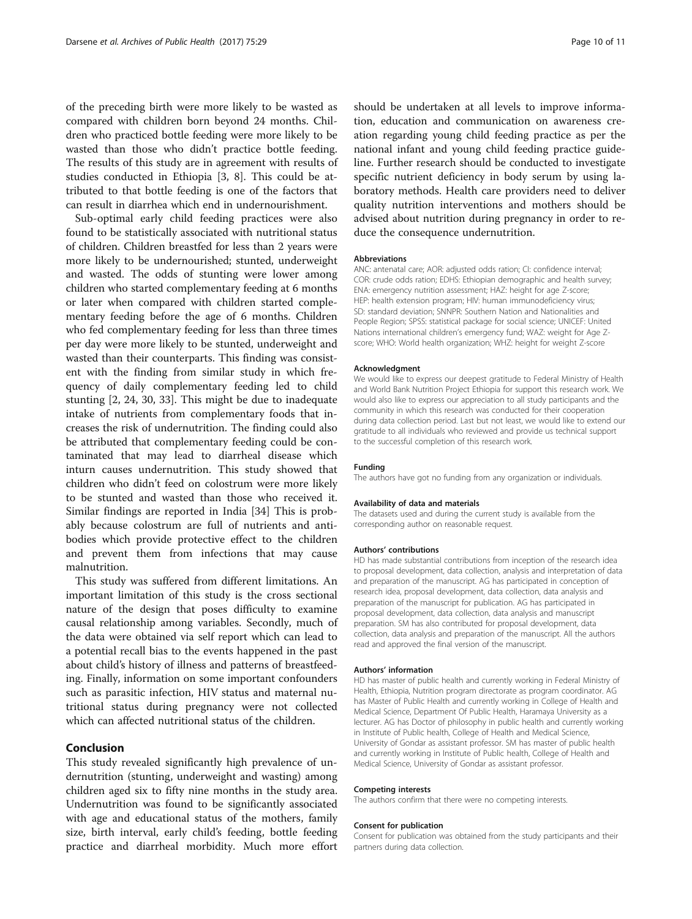of the preceding birth were more likely to be wasted as compared with children born beyond 24 months. Children who practiced bottle feeding were more likely to be wasted than those who didn't practice bottle feeding. The results of this study are in agreement with results of studies conducted in Ethiopia [3, 8]. This could be attributed to that bottle feeding is one of the factors that can result in diarrhea which end in undernourishment.

Sub-optimal early child feeding practices were also found to be statistically associated with nutritional status of children. Children breastfed for less than 2 years were more likely to be undernourished; stunted, underweight and wasted. The odds of stunting were lower among children who started complementary feeding at 6 months or later when compared with children started complementary feeding before the age of 6 months. Children who fed complementary feeding for less than three times per day were more likely to be stunted, underweight and wasted than their counterparts. This finding was consistent with the finding from similar study in which frequency of daily complementary feeding led to child stunting [2, 24, 30, 33]. This might be due to inadequate intake of nutrients from complementary foods that increases the risk of undernutrition. The finding could also be attributed that complementary feeding could be contaminated that may lead to diarrheal disease which inturn causes undernutrition. This study showed that children who didn't feed on colostrum were more likely to be stunted and wasted than those who received it. Similar findings are reported in India [34] This is probably because colostrum are full of nutrients and antibodies which provide protective effect to the children and prevent them from infections that may cause malnutrition.

This study was suffered from different limitations. An important limitation of this study is the cross sectional nature of the design that poses difficulty to examine causal relationship among variables. Secondly, much of the data were obtained via self report which can lead to a potential recall bias to the events happened in the past about child's history of illness and patterns of breastfeeding. Finally, information on some important confounders such as parasitic infection, HIV status and maternal nutritional status during pregnancy were not collected which can affected nutritional status of the children.

## Conclusion

This study revealed significantly high prevalence of undernutrition (stunting, underweight and wasting) among children aged six to fifty nine months in the study area. Undernutrition was found to be significantly associated with age and educational status of the mothers, family size, birth interval, early child's feeding, bottle feeding practice and diarrheal morbidity. Much more effort should be undertaken at all levels to improve information, education and communication on awareness creation regarding young child feeding practice as per the national infant and young child feeding practice guideline. Further research should be conducted to investigate specific nutrient deficiency in body serum by using laboratory methods. Health care providers need to deliver quality nutrition interventions and mothers should be advised about nutrition during pregnancy in order to reduce the consequence undernutrition.

#### Abbreviations

ANC: antenatal care; AOR: adjusted odds ration; CI: confidence interval; COR: crude odds ration; EDHS: Ethiopian demographic and health survey; ENA: emergency nutrition assessment; HAZ: height for age Z-score; HEP: health extension program; HIV: human immunodeficiency virus; SD: standard deviation; SNNPR: Southern Nation and Nationalities and People Region; SPSS: statistical package for social science; UNICEF: United Nations international children's emergency fund; WAZ: weight for Age Z-score; WHO: World health organization; WHZ: height for weight Z-score

#### Acknowledgment

We would like to express our deepest gratitude to Federal Ministry of Health and World Bank Nutrition Project Ethiopia for support this research work. We would also like to express our appreciation to all study participants and the community in which this research was conducted for their cooperation during data collection period. Last but not least, we would like to extend our gratitude to all individuals who reviewed and provide us technical support to the successful completion of this research work.

#### Funding

The authors have got no funding from any organization or individuals.

#### Availability of data and materials

The datasets used and during the current study is available from the corresponding author on reasonable request.

#### Authors' contributions

HD has made substantial contributions from inception of the research idea to proposal development, data collection, analysis and interpretation of data and preparation of the manuscript. AG has participated in conception of research idea, proposal development, data collection, data analysis and preparation of the manuscript for publication. AG has participated in proposal development, data collection, data analysis and manuscript preparation. SM has also contributed for proposal development, data collection, data analysis and preparation of the manuscript. All the authors read and approved the final version of the manuscript.

#### Authors' information

HD has master of public health and currently working in Federal Ministry of Health, Ethiopia, Nutrition program directorate as program coordinator. AG has Master of Public Health and currently working in College of Health and Medical Science, Department Of Public Health, Haramaya University as a lecturer. AG has Doctor of philosophy in public health and currently working in Institute of Public health, College of Health and Medical Science, University of Gondar as assistant professor. SM has master of public health and currently working in Institute of Public health, College of Health and Medical Science, University of Gondar as assistant professor.

#### Competing interests

The authors confirm that there were no competing interests.

#### Consent for publication

Consent for publication was obtained from the study participants and their partners during data collection.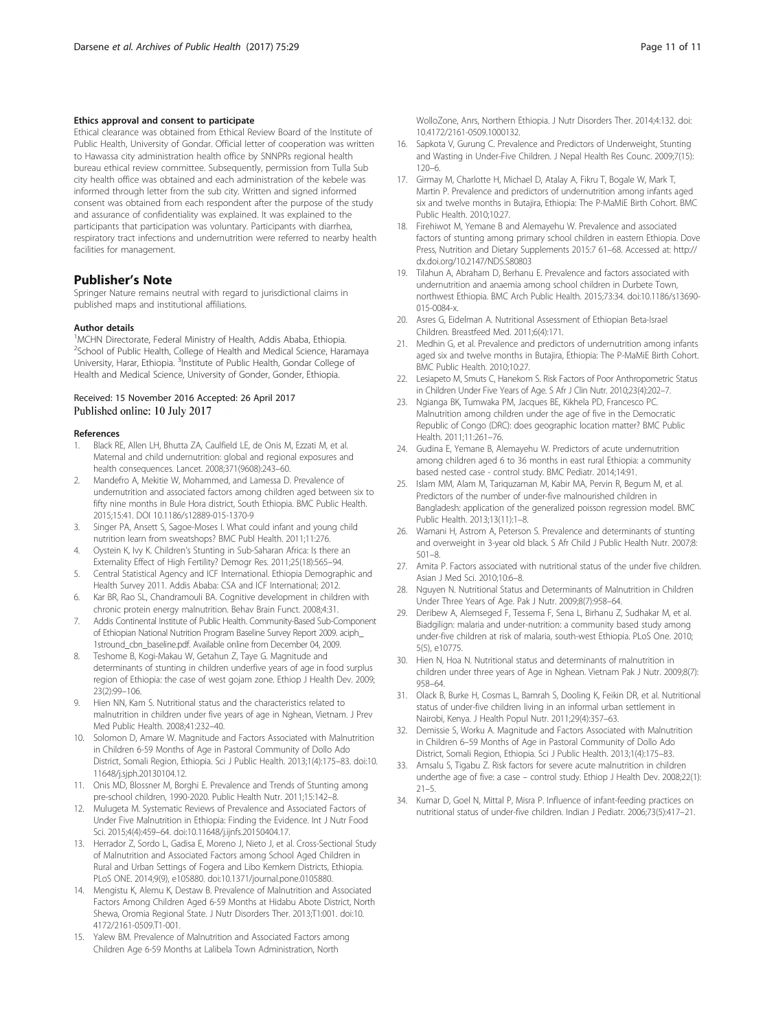#### Ethics approval and consent to participate

Ethical clearance was obtained from Ethical Review Board of the Institute of Public Health, University of Gondar. Official letter of cooperation was written to Hawassa city administration health office by SNNPRs regional health bureau ethical review committee. Subsequently, permission from Tulla Sub city health office was obtained and each administration of the kebele was informed through letter from the sub city. Written and signed informed consent was obtained from each respondent after the purpose of the study and assurance of confidentiality was explained. It was explained to the participants that participation was voluntary. Participants with diarrhea, respiratory tract infections and undernutrition were referred to nearby health facilities for management.

## Publisher's Note

Springer Nature remains neutral with regard to jurisdictional claims in published maps and institutional affiliations.

#### Author details

[1]MCHN Directorate, Federal Ministry of Health, Addis Ababa, Ethiopia. [2]School of Public Health, College of Health and Medical Science, Haramaya University, Harar, Ethiopia. [3]Institute of Public Health, Gondar College of Health and Medical Science, University of Gonder, Gonder, Ethiopia.

#### Received: 15 November 2016 Accepted: 26 April 2017
Published online: 10 July 2017

#### References

1. Black RE, Allen LH, Bhutta ZA, Caulfield LE, de Onis M, Ezzati M, et al. Maternal and child undernutrition: global and regional exposures and health consequences. Lancet. 2008;371(9608):243–60.
2. Mandefro A, Mekitie W, Mohammed, and Lamessa D. Prevalence of undernutrition and associated factors among children aged between six to fifty nine months in Bule Hora district, South Ethiopia. BMC Public Health. 2015;15:41. DOI 10.1186/s12889-015-1370-9
3. Singer PA, Ansett S, Sagoe-Moses I. What could infant and young child nutrition learn from sweatshops? BMC Publ Health. 2011;11:276.
4. Oystein K, Ivy K. Children's Stunting in Sub-Saharan Africa: Is there an Externality Effect of High Fertility? Demogr Res. 2011;25(18):565–94.
5. Central Statistical Agency and ICF International. Ethiopia Demographic and Health Survey 2011. Addis Ababa: CSA and ICF International; 2012.
6. Kar BR, Rao SL, Chandramouli BA. Cognitive development in children with chronic protein energy malnutrition. Behav Brain Funct. 2008;4:31.
7. Addis Continental Institute of Public Health. Community-Based Sub-Component of Ethiopian National Nutrition Program Baseline Survey Report 2009. aciph_1stround_cbn_baseline.pdf. Available online from December 04, 2009.
8. Teshome B, Kogi-Makau W, Getahun Z, Taye G. Magnitude and determinants of stunting in children underfive years of age in food surplus region of Ethiopia: the case of west gojam zone. Ethiop J Health Dev. 2009; 23(2):99–106.
9. Hien NN, Kam S. Nutritional status and the characteristics related to malnutrition in children under five years of age in Nghean, Vietnam. J Prev Med Public Health. 2008;41:232–40.
10. Solomon D, Amare W. Magnitude and Factors Associated with Malnutrition in Children 6-59 Months of Age in Pastoral Community of Dollo Ado District, Somali Region, Ethiopia. Sci J Public Health. 2013;1(4):175–83. doi:10.11648/j.sjph.20130104.12.
11. Onis MD, Blossner M, Borghi E. Prevalence and Trends of Stunting among pre-school children, 1990-2020. Public Health Nutr. 2011;15:142–8.
12. Mulugeta M. Systematic Reviews of Prevalence and Associated Factors of Under Five Malnutrition in Ethiopia: Finding the Evidence. Int J Nutr Food Sci. 2015;4(4):459–64. doi:10.11648/j.ijnfs.20150404.17.
13. Herrador Z, Sordo L, Gadisa E, Moreno J, Nieto J, et al. Cross-Sectional Study of Malnutrition and Associated Factors among School Aged Children in Rural and Urban Settings of Fogera and Libo Kemkem Districts, Ethiopia. PLoS ONE. 2014;9(9), e105880. doi:10.1371/journal.pone.0105880.
14. Mengistu K, Alemu K, Destaw B. Prevalence of Malnutrition and Associated Factors Among Children Aged 6-59 Months at Hidabu Abote District, North Shewa, Oromia Regional State. J Nutr Disorders Ther. 2013;T1:001. doi:10.4172/2161-0509.T1-001.
15. Yalew BM. Prevalence of Malnutrition and Associated Factors among Children Age 6-59 Months at Lalibela Town Administration, North WolloZone, Anrs, Northern Ethiopia. J Nutr Disorders Ther. 2014;4:132. doi:10.4172/2161-0509.1000132.
16. Sapkota V, Gurung C. Prevalence and Predictors of Underweight, Stunting and Wasting in Under-Five Children. J Nepal Health Res Counc. 2009;7(15):120–6.
17. Girmay M, Charlotte H, Michael D, Atalay A, Fikru T, Bogale W, Mark T, Martin P. Prevalence and predictors of undernutrition among infants aged six and twelve months in Butajira, Ethiopia: The P-MaMiE Birth Cohort. BMC Public Health. 2010;10:27.
18. Firehiwot M, Yemane B and Alemayehu W. Prevalence and associated factors of stunting among primary school children in eastern Ethiopia. Dove Press, Nutrition and Dietary Supplements 2015:7 61–68. Accessed at: http://dx.doi.org/10.2147/NDS.S80803
19. Tilahun A, Abraham D, Berhanu E. Prevalence and factors associated with undernutrition and anaemia among school children in Durbete Town, northwest Ethiopia. BMC Arch Public Health. 2015;73:34. doi:10.1186/s13690-015-0084-x.
20. Asres G, Eidelman A. Nutritional Assessment of Ethiopian Beta-Israel Children. Breastfeed Med. 2011;6(4):171.
21. Medhin G, et al. Prevalence and predictors of undernutrition among infants aged six and twelve months in Butajira, Ethiopia: The P-MaMiE Birth Cohort. BMC Public Health. 2010;10:27.
22. Lesiapeto M, Smuts C, Hanekom S. Risk Factors of Poor Anthropometric Status in Children Under Five Years of Age. S Afr J Clin Nutr. 2010;23(4):202–7.
23. Ngianga BK, Tumwaka PM, Jacques BE, Kikhela PD, Francesco PC. Malnutrition among children under the age of five in the Democratic Republic of Congo (DRC): does geographic location matter? BMC Public Health. 2011;11:261–76.
24. Gudina E, Yemane B, Alemayehu W. Predictors of acute undernutrition among children aged 6 to 36 months in east rural Ethiopia: a community based nested case - control study. BMC Pediatr. 2014;14:91.
25. Islam MM, Alam M, Tariquzaman M, Kabir MA, Pervin R, Begum M, et al. Predictors of the number of under-five malnourished children in Bangladesh: application of the generalized poisson regression model. BMC Public Health. 2013;13(11):1–8.
26. Wamani H, Astrom A, Peterson S. Prevalence and determinants of stunting and overweight in 3-year old black. S Afr Child J Public Health Nutr. 2007;8:501–8.
27. Amita P. Factors associated with nutritional status of the under five children. Asian J Med Sci. 2010;10:6–8.
28. Nguyen N. Nutritional Status and Determinants of Malnutrition in Children Under Three Years of Age. Pak J Nutr. 2009;8(7):958–64.
29. Deribew A, Alemseged F, Tessema F, Sena L, Birhanu Z, Sudhakar M, et al. Biadgilign: malaria and under-nutrition: a community based study among under-five children at risk of malaria, south-west Ethiopia. PLoS One. 2010;5(5), e10775.
30. Hien N, Hoa N. Nutritional status and determinants of malnutrition in children under three years of Age in Nghean. Vietnam Pak J Nutr. 2009;8(7):958–64.
31. Olack B, Burke H, Cosmas L, Bamrah S, Dooling K, Feikin DR, et al. Nutritional status of under-five children living in an informal urban settlement in Nairobi, Kenya. J Health Popul Nutr. 2011;29(4):357–63.
32. Demissie S, Worku A. Magnitude and Factors Associated with Malnutrition in Children 6–59 Months of Age in Pastoral Community of Dollo Ado District, Somali Region, Ethiopia. Sci J Public Health. 2013;1(4):175–83.
33. Amsalu S, Tigabu Z. Risk factors for severe acute malnutrition in children underthe age of five: a case – control study. Ethiop J Health Dev. 2008;22(1):21–5.
34. Kumar D, Goel N, Mittal P, Misra P. Influence of infant-feeding practices on nutritional status of under-five children. Indian J Pediatr. 2006;73(5):417–21.